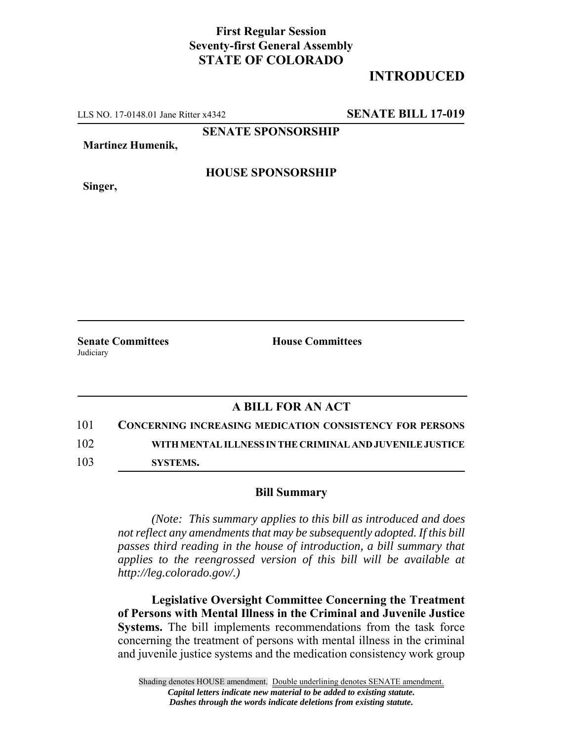**First Regular Session**
**Seventy-first General Assembly**
**STATE OF COLORADO**

# INTRODUCED

LLS NO. 17-0148.01 Jane Ritter x4342 **SENATE BILL 17-019**

**SENATE SPONSORSHIP**

**Martinez Humenik,**

**HOUSE SPONSORSHIP**

**Singer,**

**Senate Committees**
Judiciary

**House Committees**

## A BILL FOR AN ACT

101 **CONCERNING INCREASING MEDICATION CONSISTENCY FOR PERSONS**
102 **WITH MENTAL ILLNESS IN THE CRIMINAL AND JUVENILE JUSTICE**
103 **SYSTEMS.**

### Bill Summary

*(Note: This summary applies to this bill as introduced and does not reflect any amendments that may be subsequently adopted. If this bill passes third reading in the house of introduction, a bill summary that applies to the reengrossed version of this bill will be available at http://leg.colorado.gov/.)*

**Legislative Oversight Committee Concerning the Treatment of Persons with Mental Illness in the Criminal and Juvenile Justice Systems.** The bill implements recommendations from the task force concerning the treatment of persons with mental illness in the criminal and juvenile justice systems and the medication consistency work group

Shading denotes HOUSE amendment. Double underlining denotes SENATE amendment.
*Capital letters indicate new material to be added to existing statute.*
*Dashes through the words indicate deletions from existing statute.*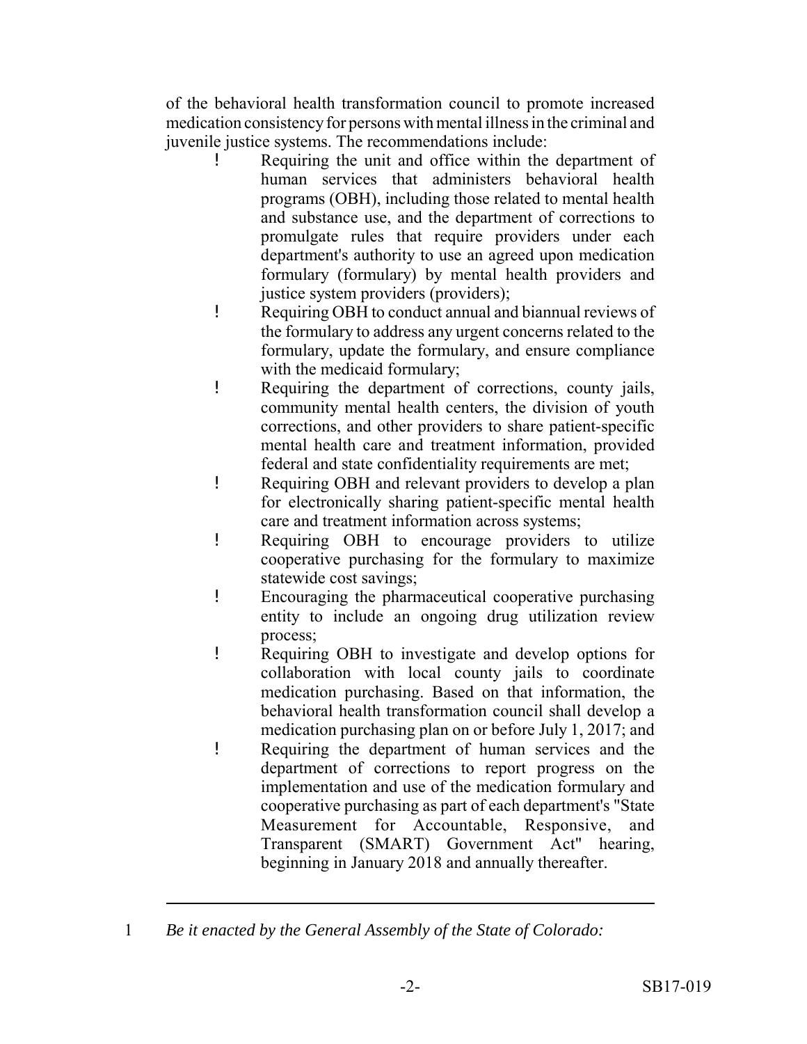of the behavioral health transformation council to promote increased medication consistency for persons with mental illness in the criminal and juvenile justice systems. The recommendations include:

- Requiring the unit and office within the department of human services that administers behavioral health programs (OBH), including those related to mental health and substance use, and the department of corrections to promulgate rules that require providers under each department's authority to use an agreed upon medication formulary (formulary) by mental health providers and justice system providers (providers);
- Requiring OBH to conduct annual and biannual reviews of the formulary to address any urgent concerns related to the formulary, update the formulary, and ensure compliance with the medicaid formulary;
- Requiring the department of corrections, county jails, community mental health centers, the division of youth corrections, and other providers to share patient-specific mental health care and treatment information, provided federal and state confidentiality requirements are met;
- Requiring OBH and relevant providers to develop a plan for electronically sharing patient-specific mental health care and treatment information across systems;
- Requiring OBH to encourage providers to utilize cooperative purchasing for the formulary to maximize statewide cost savings;
- Encouraging the pharmaceutical cooperative purchasing entity to include an ongoing drug utilization review process;
- Requiring OBH to investigate and develop options for collaboration with local county jails to coordinate medication purchasing. Based on that information, the behavioral health transformation council shall develop a medication purchasing plan on or before July 1, 2017; and
- Requiring the department of human services and the department of corrections to report progress on the implementation and use of the medication formulary and cooperative purchasing as part of each department's "State Measurement for Accountable, Responsive, and Transparent (SMART) Government Act" hearing, beginning in January 2018 and annually thereafter.

---

1 *Be it enacted by the General Assembly of the State of Colorado:*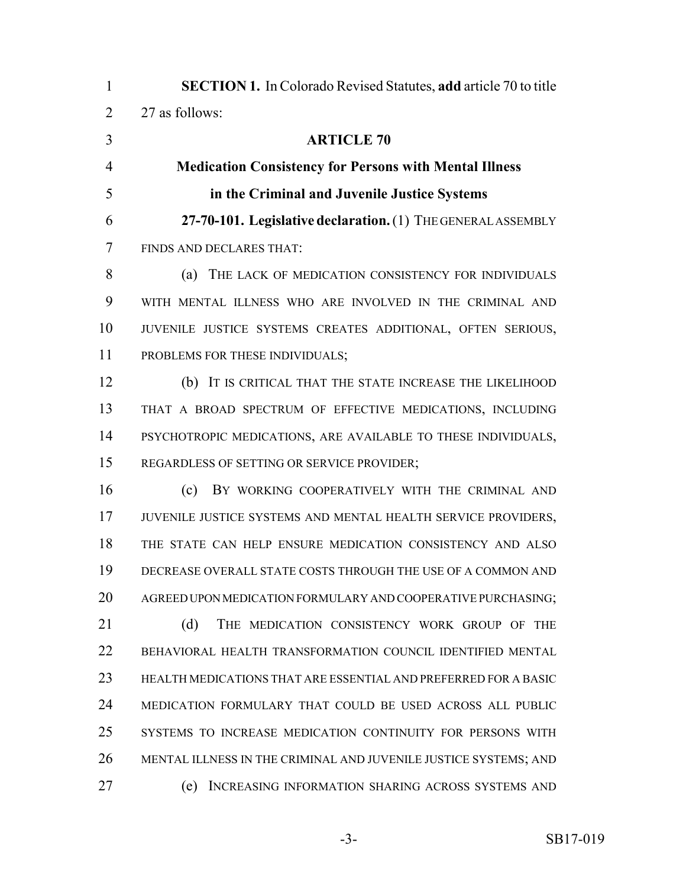**SECTION 1.** In Colorado Revised Statutes, **add** article 70 to title 27 as follows:

**ARTICLE 70**

**Medication Consistency for Persons with Mental Illness in the Criminal and Juvenile Justice Systems**

**27-70-101. Legislative declaration.** (1) THE GENERAL ASSEMBLY FINDS AND DECLARES THAT:

(a) THE LACK OF MEDICATION CONSISTENCY FOR INDIVIDUALS WITH MENTAL ILLNESS WHO ARE INVOLVED IN THE CRIMINAL AND JUVENILE JUSTICE SYSTEMS CREATES ADDITIONAL, OFTEN SERIOUS, PROBLEMS FOR THESE INDIVIDUALS;

(b) IT IS CRITICAL THAT THE STATE INCREASE THE LIKELIHOOD THAT A BROAD SPECTRUM OF EFFECTIVE MEDICATIONS, INCLUDING PSYCHOTROPIC MEDICATIONS, ARE AVAILABLE TO THESE INDIVIDUALS, REGARDLESS OF SETTING OR SERVICE PROVIDER;

(c) BY WORKING COOPERATIVELY WITH THE CRIMINAL AND JUVENILE JUSTICE SYSTEMS AND MENTAL HEALTH SERVICE PROVIDERS, THE STATE CAN HELP ENSURE MEDICATION CONSISTENCY AND ALSO DECREASE OVERALL STATE COSTS THROUGH THE USE OF A COMMON AND AGREED UPON MEDICATION FORMULARY AND COOPERATIVE PURCHASING;

(d) THE MEDICATION CONSISTENCY WORK GROUP OF THE BEHAVIORAL HEALTH TRANSFORMATION COUNCIL IDENTIFIED MENTAL HEALTH MEDICATIONS THAT ARE ESSENTIAL AND PREFERRED FOR A BASIC MEDICATION FORMULARY THAT COULD BE USED ACROSS ALL PUBLIC SYSTEMS TO INCREASE MEDICATION CONTINUITY FOR PERSONS WITH MENTAL ILLNESS IN THE CRIMINAL AND JUVENILE JUSTICE SYSTEMS; AND

(e) INCREASING INFORMATION SHARING ACROSS SYSTEMS AND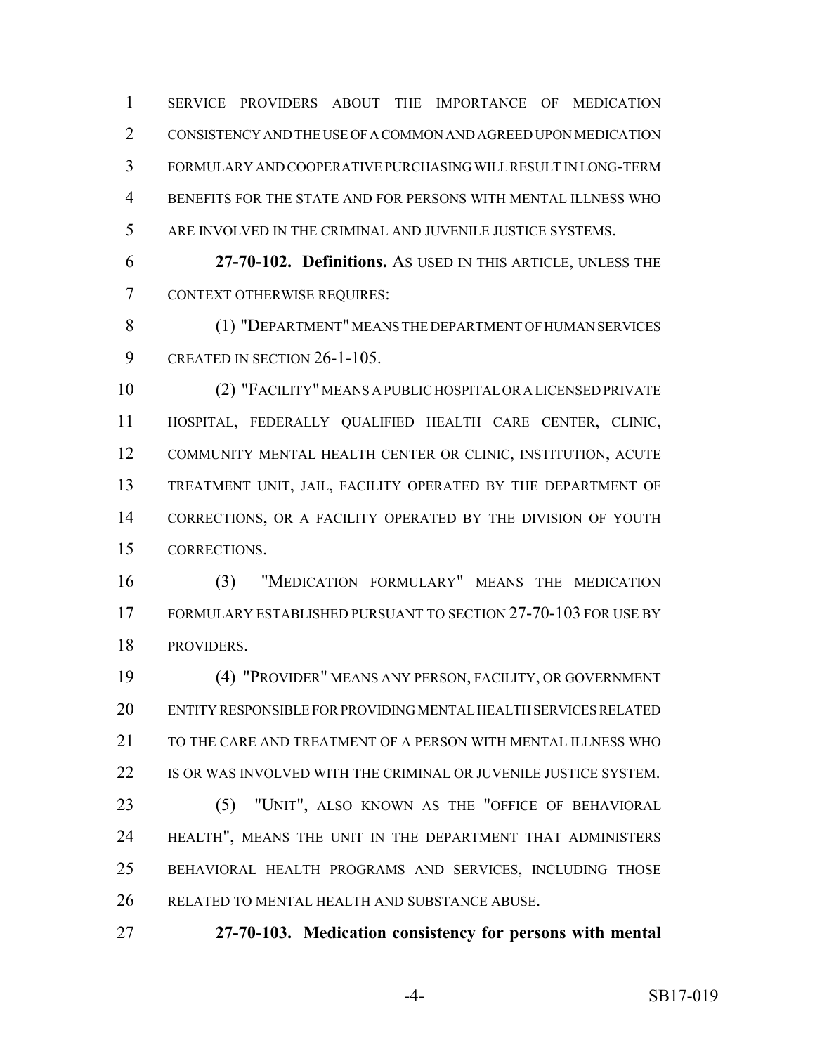SERVICE PROVIDERS ABOUT THE IMPORTANCE OF MEDICATION CONSISTENCY AND THE USE OF A COMMON AND AGREED UPON MEDICATION FORMULARY AND COOPERATIVE PURCHASING WILL RESULT IN LONG-TERM BENEFITS FOR THE STATE AND FOR PERSONS WITH MENTAL ILLNESS WHO ARE INVOLVED IN THE CRIMINAL AND JUVENILE JUSTICE SYSTEMS.

**27-70-102. Definitions.** AS USED IN THIS ARTICLE, UNLESS THE CONTEXT OTHERWISE REQUIRES:

(1) "DEPARTMENT" MEANS THE DEPARTMENT OF HUMAN SERVICES CREATED IN SECTION 26-1-105.

(2) "FACILITY" MEANS A PUBLIC HOSPITAL OR A LICENSED PRIVATE HOSPITAL, FEDERALLY QUALIFIED HEALTH CARE CENTER, CLINIC, COMMUNITY MENTAL HEALTH CENTER OR CLINIC, INSTITUTION, ACUTE TREATMENT UNIT, JAIL, FACILITY OPERATED BY THE DEPARTMENT OF CORRECTIONS, OR A FACILITY OPERATED BY THE DIVISION OF YOUTH CORRECTIONS.

(3) "MEDICATION FORMULARY" MEANS THE MEDICATION FORMULARY ESTABLISHED PURSUANT TO SECTION 27-70-103 FOR USE BY PROVIDERS.

(4) "PROVIDER" MEANS ANY PERSON, FACILITY, OR GOVERNMENT ENTITY RESPONSIBLE FOR PROVIDING MENTAL HEALTH SERVICES RELATED TO THE CARE AND TREATMENT OF A PERSON WITH MENTAL ILLNESS WHO IS OR WAS INVOLVED WITH THE CRIMINAL OR JUVENILE JUSTICE SYSTEM.

(5) "UNIT", ALSO KNOWN AS THE "OFFICE OF BEHAVIORAL HEALTH", MEANS THE UNIT IN THE DEPARTMENT THAT ADMINISTERS BEHAVIORAL HEALTH PROGRAMS AND SERVICES, INCLUDING THOSE RELATED TO MENTAL HEALTH AND SUBSTANCE ABUSE.

**27-70-103. Medication consistency for persons with mental**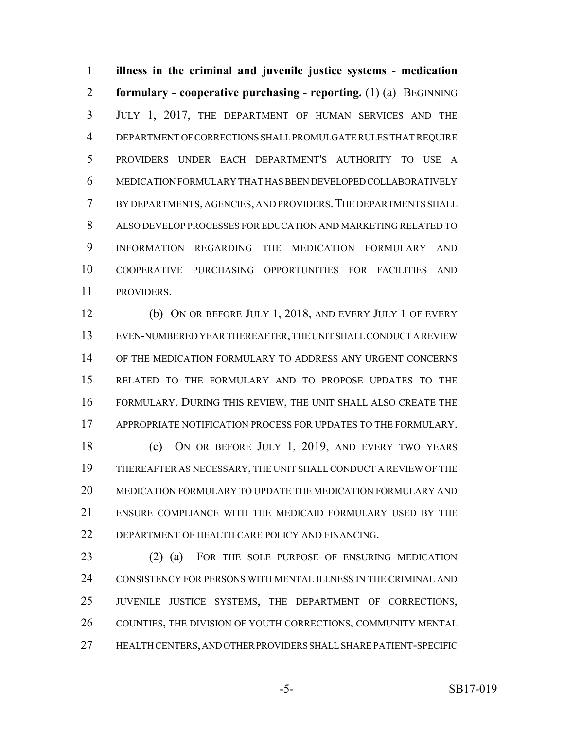**illness in the criminal and juvenile justice systems - medication formulary - cooperative purchasing - reporting.** (1) (a) BEGINNING JULY 1, 2017, THE DEPARTMENT OF HUMAN SERVICES AND THE DEPARTMENT OF CORRECTIONS SHALL PROMULGATE RULES THAT REQUIRE PROVIDERS UNDER EACH DEPARTMENT'S AUTHORITY TO USE A MEDICATION FORMULARY THAT HAS BEEN DEVELOPED COLLABORATIVELY BY DEPARTMENTS, AGENCIES, AND PROVIDERS. THE DEPARTMENTS SHALL ALSO DEVELOP PROCESSES FOR EDUCATION AND MARKETING RELATED TO INFORMATION REGARDING THE MEDICATION FORMULARY AND COOPERATIVE PURCHASING OPPORTUNITIES FOR FACILITIES AND PROVIDERS.

(b) ON OR BEFORE JULY 1, 2018, AND EVERY JULY 1 OF EVERY EVEN-NUMBERED YEAR THEREAFTER, THE UNIT SHALL CONDUCT A REVIEW OF THE MEDICATION FORMULARY TO ADDRESS ANY URGENT CONCERNS RELATED TO THE FORMULARY AND TO PROPOSE UPDATES TO THE FORMULARY. DURING THIS REVIEW, THE UNIT SHALL ALSO CREATE THE APPROPRIATE NOTIFICATION PROCESS FOR UPDATES TO THE FORMULARY.

(c) ON OR BEFORE JULY 1, 2019, AND EVERY TWO YEARS THEREAFTER AS NECESSARY, THE UNIT SHALL CONDUCT A REVIEW OF THE MEDICATION FORMULARY TO UPDATE THE MEDICATION FORMULARY AND ENSURE COMPLIANCE WITH THE MEDICAID FORMULARY USED BY THE DEPARTMENT OF HEALTH CARE POLICY AND FINANCING.

(2) (a) FOR THE SOLE PURPOSE OF ENSURING MEDICATION CONSISTENCY FOR PERSONS WITH MENTAL ILLNESS IN THE CRIMINAL AND JUVENILE JUSTICE SYSTEMS, THE DEPARTMENT OF CORRECTIONS, COUNTIES, THE DIVISION OF YOUTH CORRECTIONS, COMMUNITY MENTAL HEALTH CENTERS, AND OTHER PROVIDERS SHALL SHARE PATIENT-SPECIFIC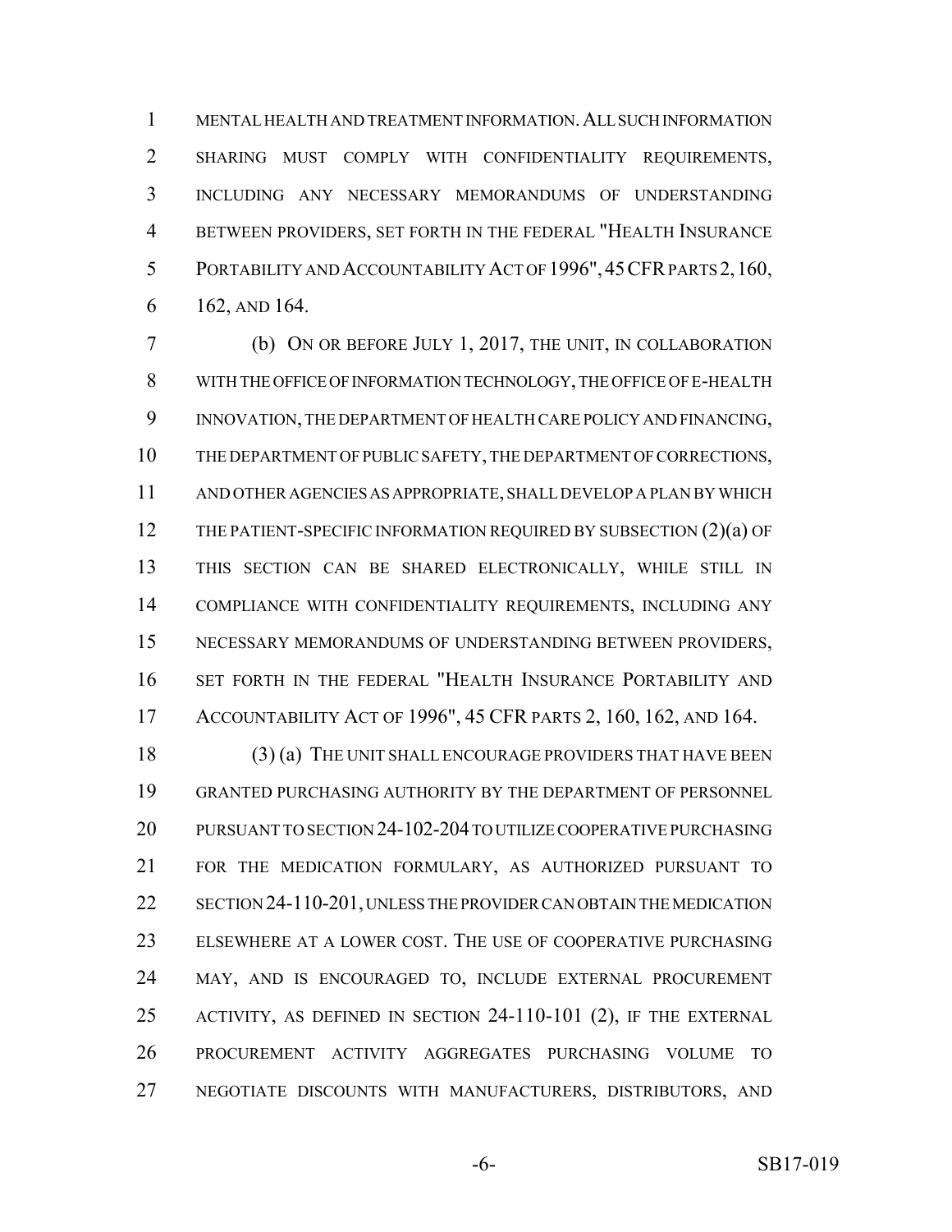MENTAL HEALTH AND TREATMENT INFORMATION. ALL SUCH INFORMATION SHARING MUST COMPLY WITH CONFIDENTIALITY REQUIREMENTS, INCLUDING ANY NECESSARY MEMORANDUMS OF UNDERSTANDING BETWEEN PROVIDERS, SET FORTH IN THE FEDERAL "HEALTH INSURANCE PORTABILITY AND ACCOUNTABILITY ACT OF 1996", 45 CFR PARTS 2, 160, 162, AND 164.

(b) ON OR BEFORE JULY 1, 2017, THE UNIT, IN COLLABORATION WITH THE OFFICE OF INFORMATION TECHNOLOGY, THE OFFICE OF E-HEALTH INNOVATION, THE DEPARTMENT OF HEALTH CARE POLICY AND FINANCING, THE DEPARTMENT OF PUBLIC SAFETY, THE DEPARTMENT OF CORRECTIONS, AND OTHER AGENCIES AS APPROPRIATE, SHALL DEVELOP A PLAN BY WHICH THE PATIENT-SPECIFIC INFORMATION REQUIRED BY SUBSECTION (2)(a) OF THIS SECTION CAN BE SHARED ELECTRONICALLY, WHILE STILL IN COMPLIANCE WITH CONFIDENTIALITY REQUIREMENTS, INCLUDING ANY NECESSARY MEMORANDUMS OF UNDERSTANDING BETWEEN PROVIDERS, SET FORTH IN THE FEDERAL "HEALTH INSURANCE PORTABILITY AND ACCOUNTABILITY ACT OF 1996", 45 CFR PARTS 2, 160, 162, AND 164.

(3) (a) THE UNIT SHALL ENCOURAGE PROVIDERS THAT HAVE BEEN GRANTED PURCHASING AUTHORITY BY THE DEPARTMENT OF PERSONNEL PURSUANT TO SECTION 24-102-204 TO UTILIZE COOPERATIVE PURCHASING FOR THE MEDICATION FORMULARY, AS AUTHORIZED PURSUANT TO SECTION 24-110-201, UNLESS THE PROVIDER CAN OBTAIN THE MEDICATION ELSEWHERE AT A LOWER COST. THE USE OF COOPERATIVE PURCHASING MAY, AND IS ENCOURAGED TO, INCLUDE EXTERNAL PROCUREMENT ACTIVITY, AS DEFINED IN SECTION 24-110-101 (2), IF THE EXTERNAL PROCUREMENT ACTIVITY AGGREGATES PURCHASING VOLUME TO NEGOTIATE DISCOUNTS WITH MANUFACTURERS, DISTRIBUTORS, AND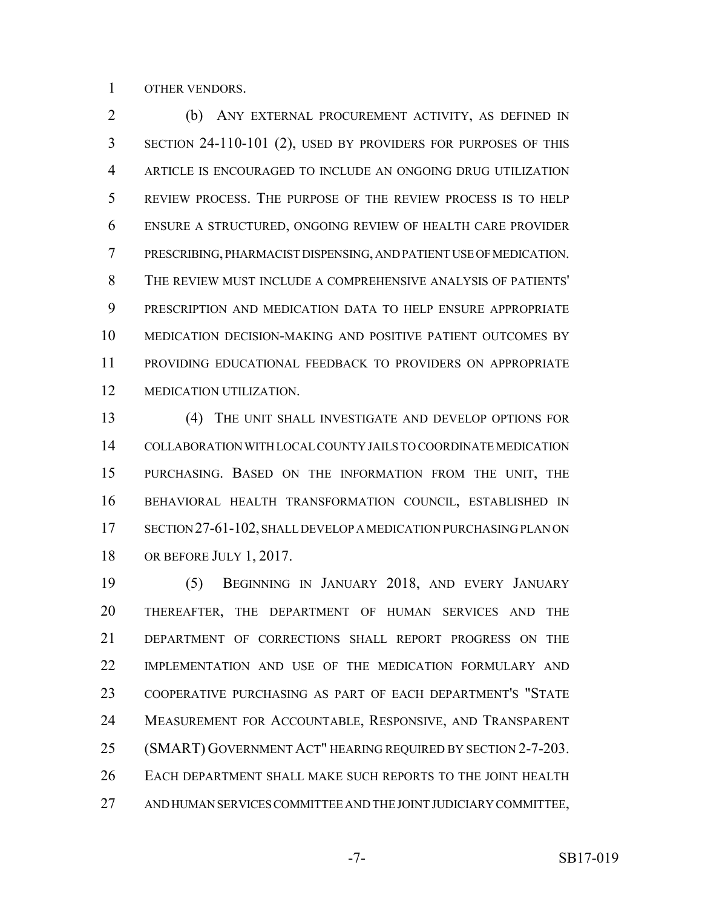OTHER VENDORS.

(b) ANY EXTERNAL PROCUREMENT ACTIVITY, AS DEFINED IN SECTION 24-110-101 (2), USED BY PROVIDERS FOR PURPOSES OF THIS ARTICLE IS ENCOURAGED TO INCLUDE AN ONGOING DRUG UTILIZATION REVIEW PROCESS. THE PURPOSE OF THE REVIEW PROCESS IS TO HELP ENSURE A STRUCTURED, ONGOING REVIEW OF HEALTH CARE PROVIDER PRESCRIBING, PHARMACIST DISPENSING, AND PATIENT USE OF MEDICATION. THE REVIEW MUST INCLUDE A COMPREHENSIVE ANALYSIS OF PATIENTS' PRESCRIPTION AND MEDICATION DATA TO HELP ENSURE APPROPRIATE MEDICATION DECISION-MAKING AND POSITIVE PATIENT OUTCOMES BY PROVIDING EDUCATIONAL FEEDBACK TO PROVIDERS ON APPROPRIATE MEDICATION UTILIZATION.

(4) THE UNIT SHALL INVESTIGATE AND DEVELOP OPTIONS FOR COLLABORATION WITH LOCAL COUNTY JAILS TO COORDINATE MEDICATION PURCHASING. BASED ON THE INFORMATION FROM THE UNIT, THE BEHAVIORAL HEALTH TRANSFORMATION COUNCIL, ESTABLISHED IN SECTION 27-61-102, SHALL DEVELOP A MEDICATION PURCHASING PLAN ON OR BEFORE JULY 1, 2017.

(5) BEGINNING IN JANUARY 2018, AND EVERY JANUARY THEREAFTER, THE DEPARTMENT OF HUMAN SERVICES AND THE DEPARTMENT OF CORRECTIONS SHALL REPORT PROGRESS ON THE IMPLEMENTATION AND USE OF THE MEDICATION FORMULARY AND COOPERATIVE PURCHASING AS PART OF EACH DEPARTMENT'S "STATE MEASUREMENT FOR ACCOUNTABLE, RESPONSIVE, AND TRANSPARENT (SMART) GOVERNMENT ACT" HEARING REQUIRED BY SECTION 2-7-203. EACH DEPARTMENT SHALL MAKE SUCH REPORTS TO THE JOINT HEALTH AND HUMAN SERVICES COMMITTEE AND THE JOINT JUDICIARY COMMITTEE,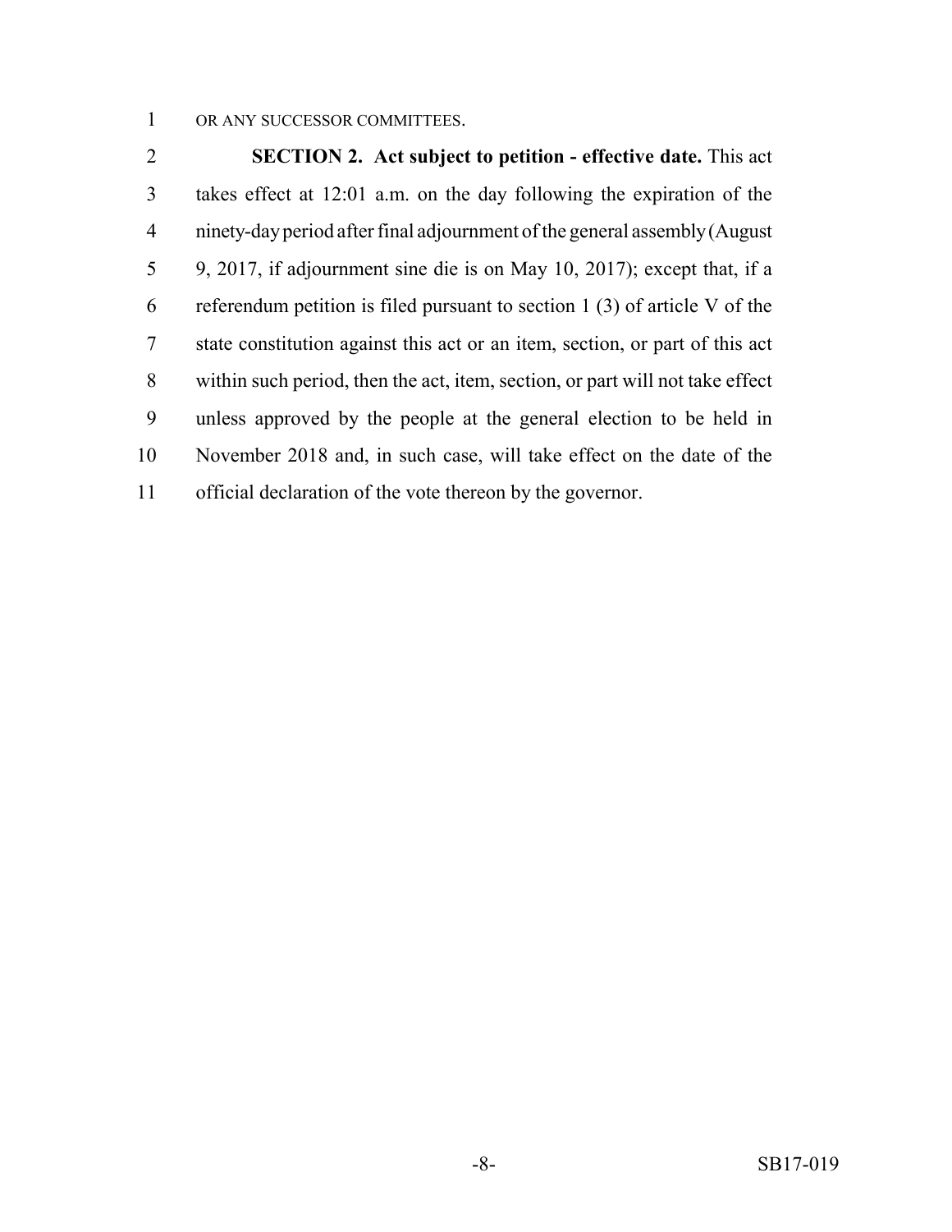OR ANY SUCCESSOR COMMITTEES.

**SECTION 2. Act subject to petition - effective date.** This act takes effect at 12:01 a.m. on the day following the expiration of the ninety-day period after final adjournment of the general assembly (August 9, 2017, if adjournment sine die is on May 10, 2017); except that, if a referendum petition is filed pursuant to section 1 (3) of article V of the state constitution against this act or an item, section, or part of this act within such period, then the act, item, section, or part will not take effect unless approved by the people at the general election to be held in November 2018 and, in such case, will take effect on the date of the official declaration of the vote thereon by the governor.